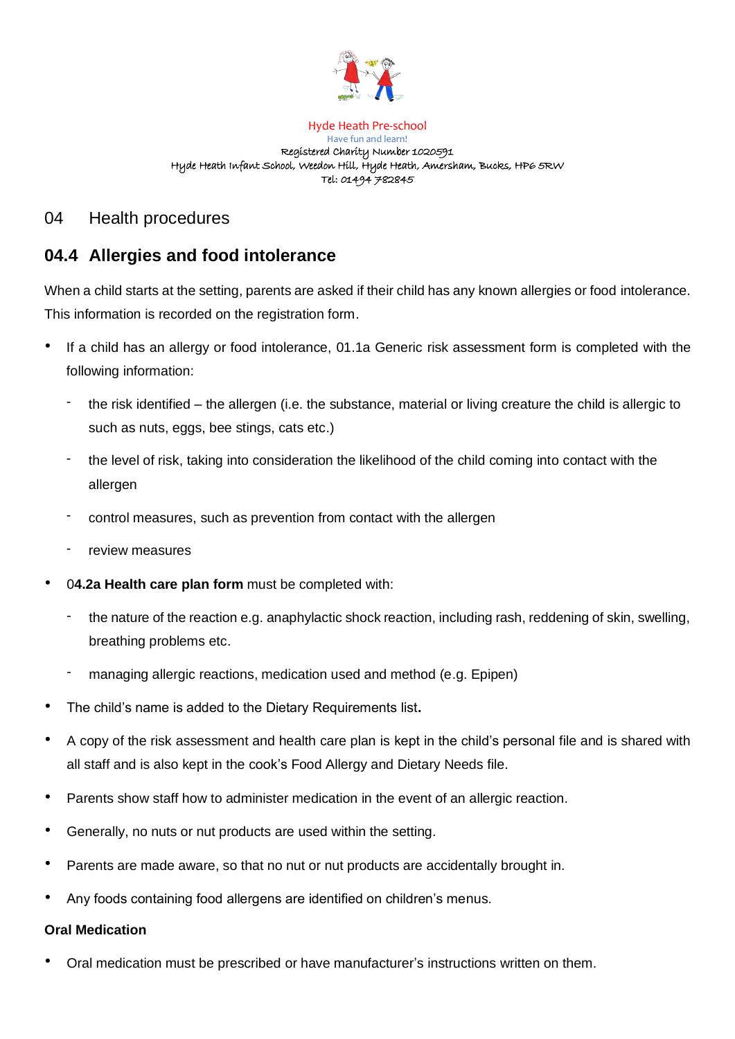Hyde Heath Pre-school

Have fun and learn!

Registered Charity Number 1020591

Hyde Heath Infant School, Weedon Hill, Hyde Heath, Amersham, Bucks, HP6 5RW

Tel: 01494 782845

## 04 Health procedures

## 04.4 Allergies and food intolerance

When a child starts at the setting, parents are asked if their child has any known allergies or food intolerance. This information is recorded on the registration form.

- If a child has an allergy or food intolerance, 01.1a Generic risk assessment form is completed with the following information:
  - the risk identified – the allergen (i.e. the substance, material or living creature the child is allergic to such as nuts, eggs, bee stings, cats etc.)
  - the level of risk, taking into consideration the likelihood of the child coming into contact with the allergen
  - control measures, such as prevention from contact with the allergen
  - review measures
- 0**4.2a Health care plan form** must be completed with:
  - the nature of the reaction e.g. anaphylactic shock reaction, including rash, reddening of skin, swelling, breathing problems etc.
  - managing allergic reactions, medication used and method (e.g. Epipen)
- The child's name is added to the Dietary Requirements list**.**
- A copy of the risk assessment and health care plan is kept in the child's personal file and is shared with all staff and is also kept in the cook's Food Allergy and Dietary Needs file.
- Parents show staff how to administer medication in the event of an allergic reaction.
- Generally, no nuts or nut products are used within the setting.
- Parents are made aware, so that no nut or nut products are accidentally brought in.
- Any foods containing food allergens are identified on children's menus.

**Oral Medication**

- Oral medication must be prescribed or have manufacturer's instructions written on them.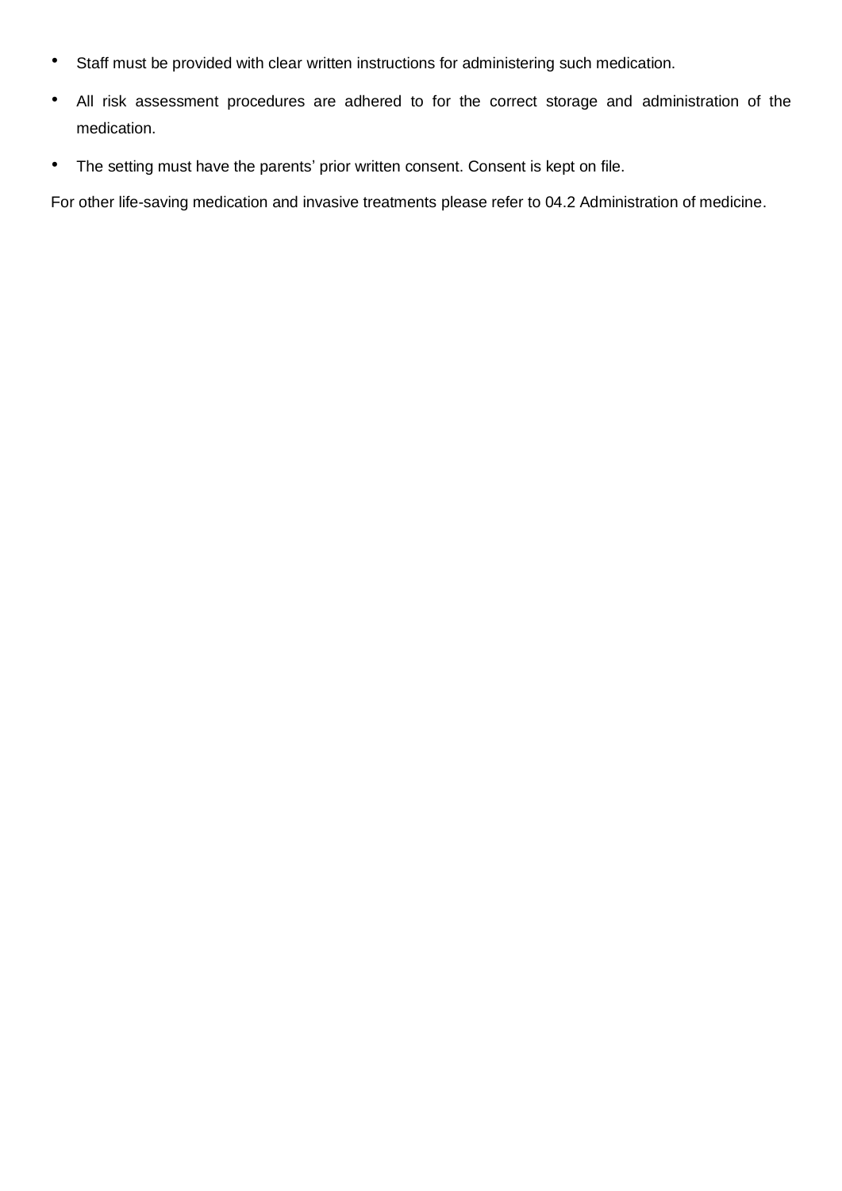- Staff must be provided with clear written instructions for administering such medication.
- All risk assessment procedures are adhered to for the correct storage and administration of the medication.
- The setting must have the parents' prior written consent. Consent is kept on file.

For other life-saving medication and invasive treatments please refer to 04.2 Administration of medicine.